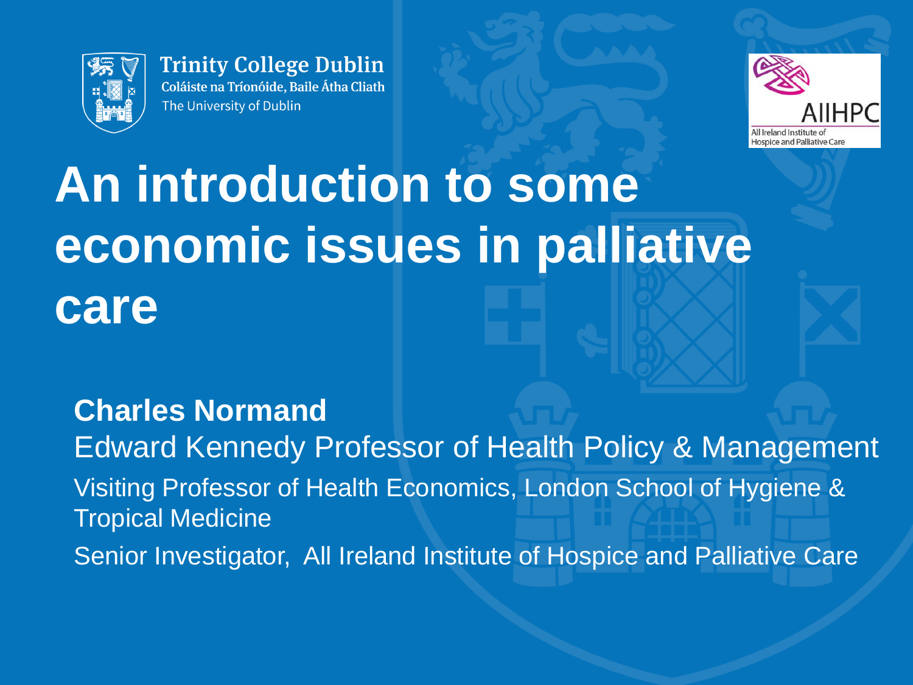Trinity College Dublin
Coláiste na Tríonóide, Baile Átha Cliath
The University of Dublin

AIIHPC
All Ireland Institute of Hospice and Palliative Care

# An introduction to some economic issues in palliative care

**Charles Normand**

Edward Kennedy Professor of Health Policy & Management

Visiting Professor of Health Economics, London School of Hygiene & Tropical Medicine

Senior Investigator, All Ireland Institute of Hospice and Palliative Care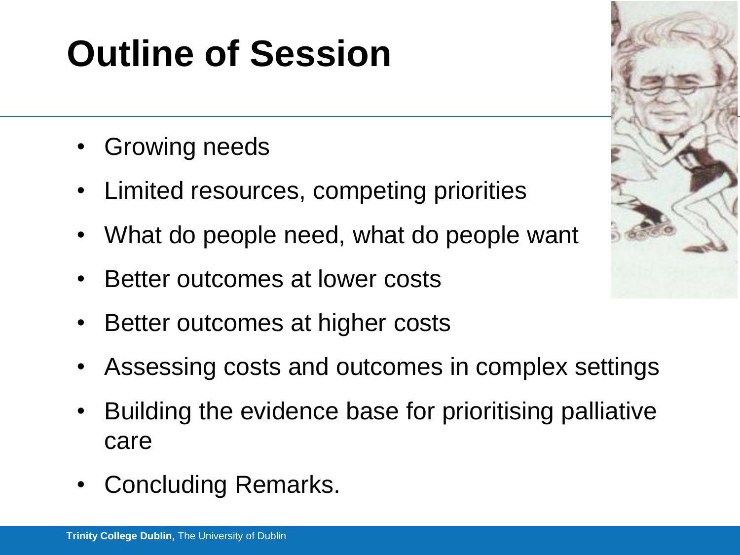# Outline of Session

- Growing needs
- Limited resources, competing priorities
- What do people need, what do people want
- Better outcomes at lower costs
- Better outcomes at higher costs
- Assessing costs and outcomes in complex settings
- Building the evidence base for prioritising palliative care
- Concluding Remarks.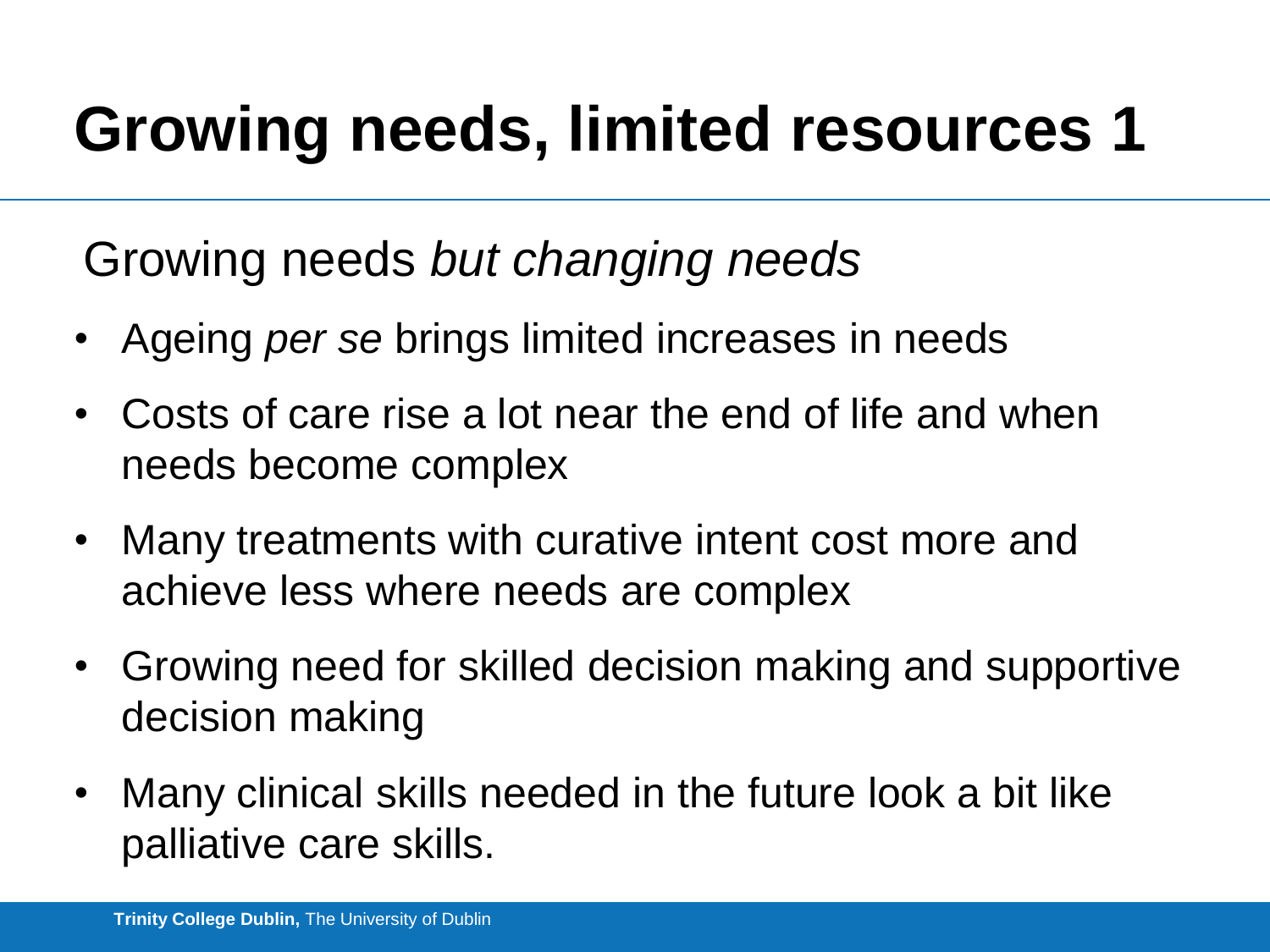# Growing needs, limited resources 1

Growing needs *but changing needs*

- Ageing *per se* brings limited increases in needs
- Costs of care rise a lot near the end of life and when needs become complex
- Many treatments with curative intent cost more and achieve less where needs are complex
- Growing need for skilled decision making and supportive decision making
- Many clinical skills needed in the future look a bit like palliative care skills.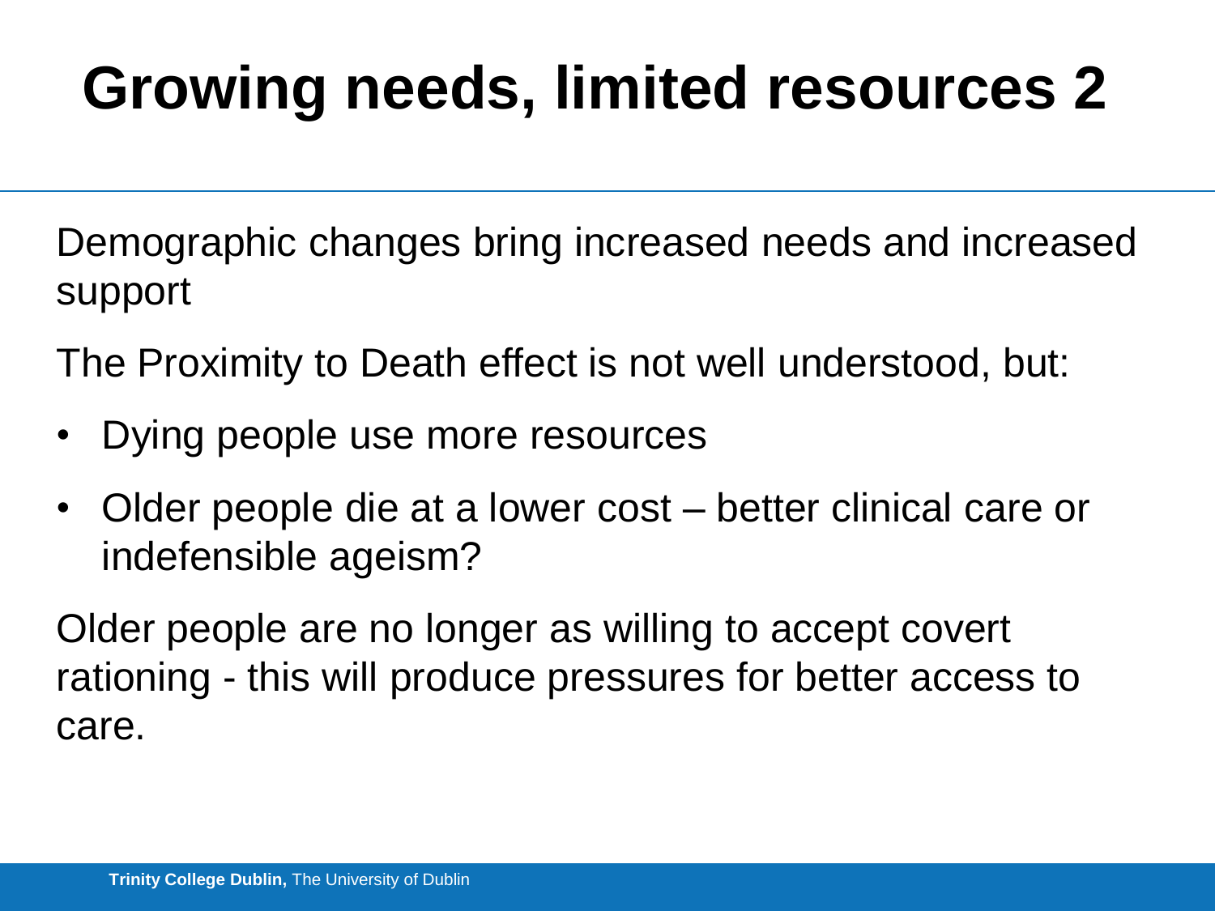# Growing needs, limited resources 2

Demographic changes bring increased needs and increased support

The Proximity to Death effect is not well understood, but:

- Dying people use more resources
- Older people die at a lower cost – better clinical care or indefensible ageism?

Older people are no longer as willing to accept covert rationing - this will produce pressures for better access to care.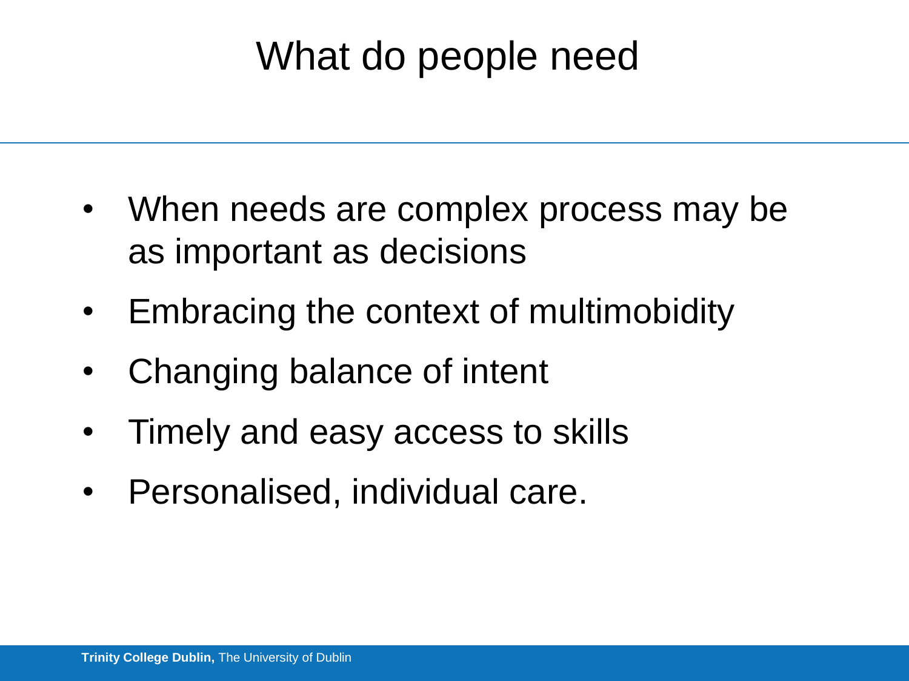# What do people need

- When needs are complex process may be as important as decisions
- Embracing the context of multimobidity
- Changing balance of intent
- Timely and easy access to skills
- Personalised, individual care.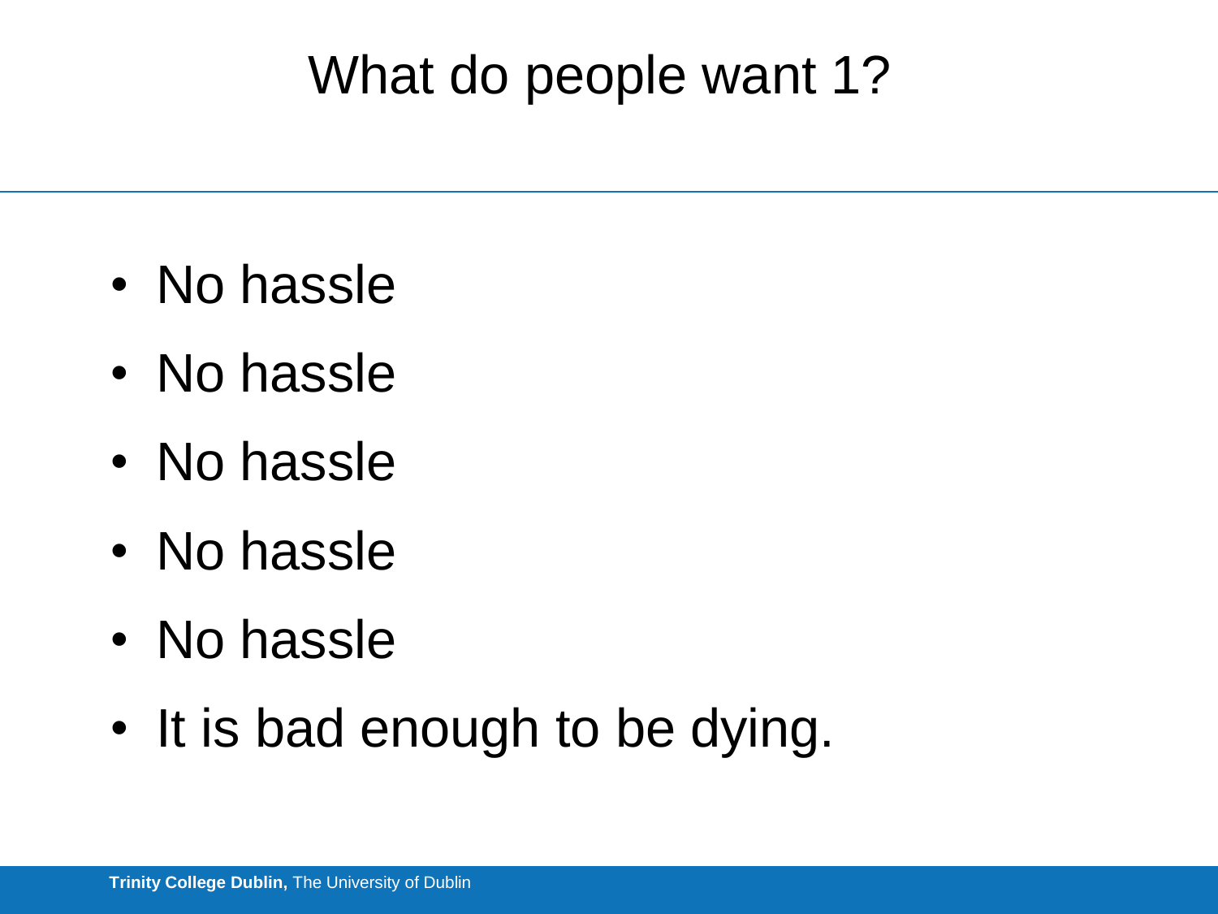# What do people want 1?

- No hassle
- No hassle
- No hassle
- No hassle
- No hassle
- It is bad enough to be dying.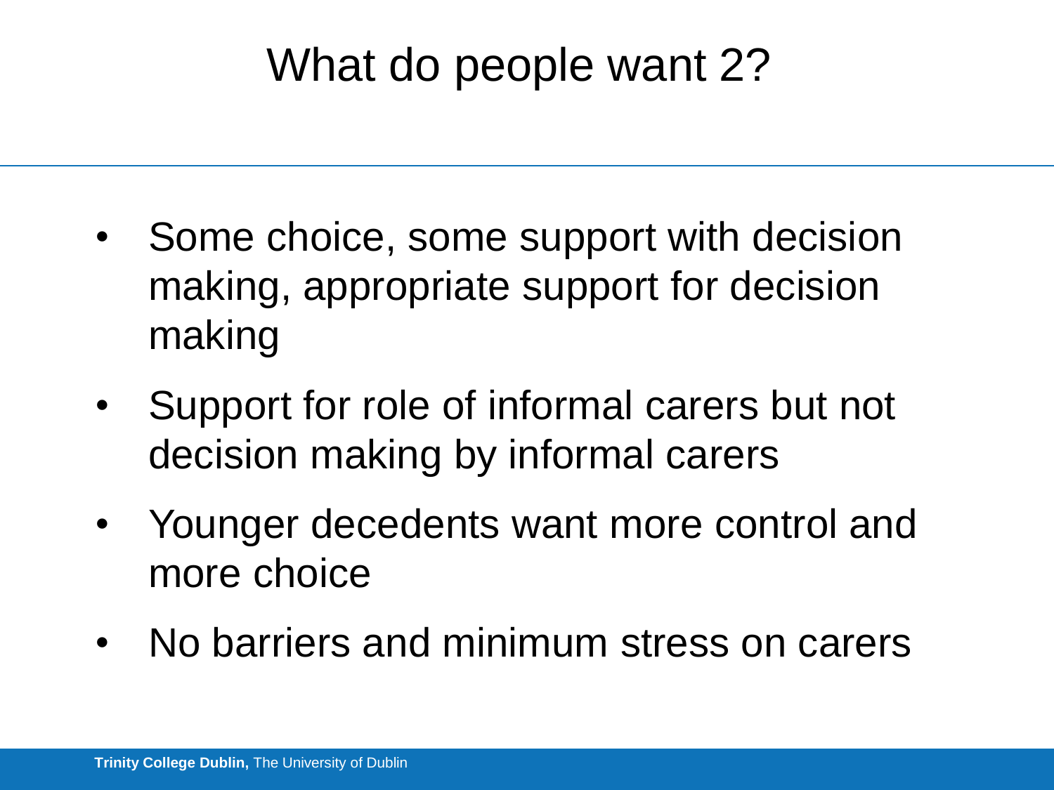# What do people want 2?

- Some choice, some support with decision making, appropriate support for decision making
- Support for role of informal carers but not decision making by informal carers
- Younger decedents want more control and more choice
- No barriers and minimum stress on carers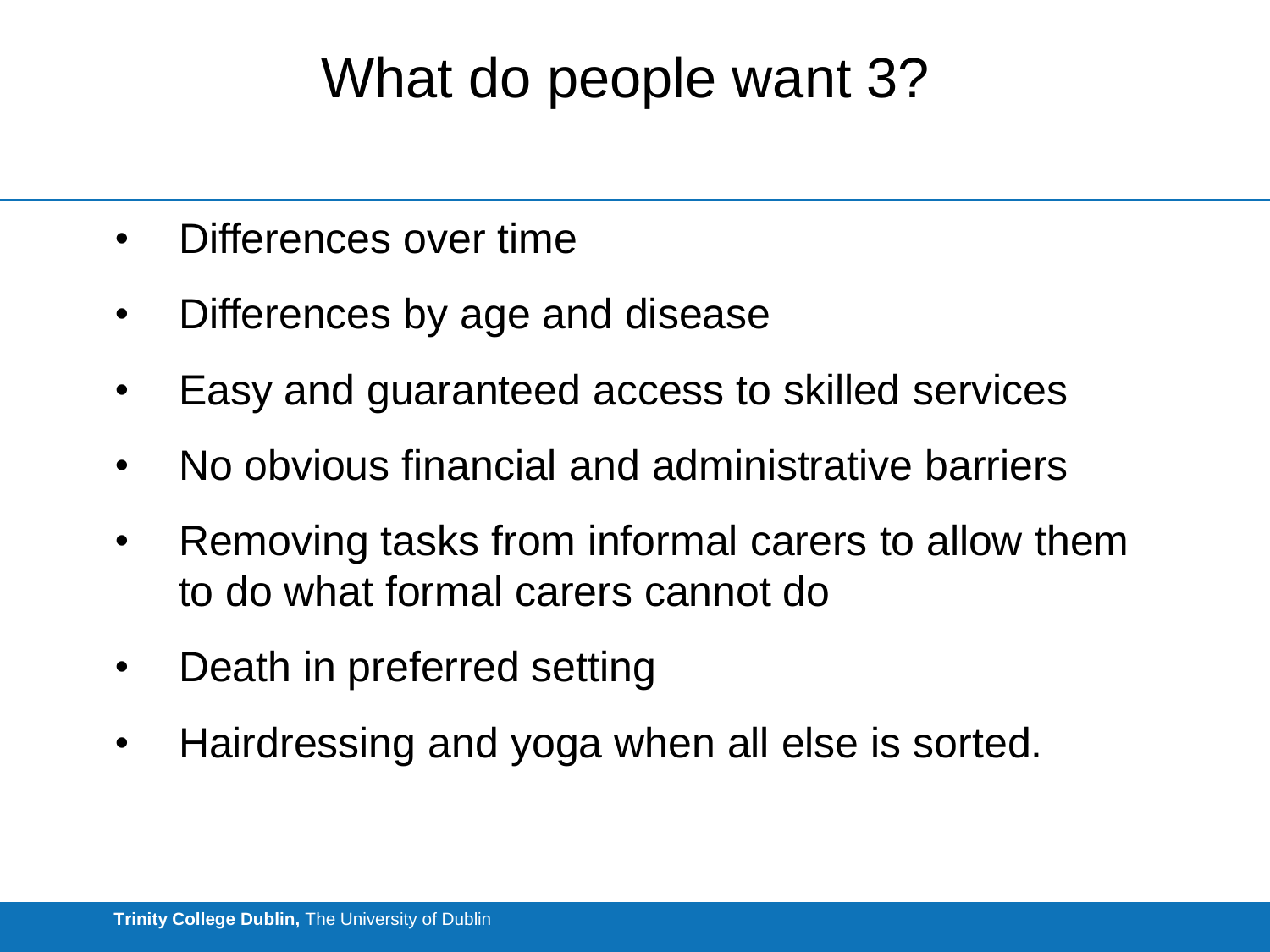# What do people want 3?

- Differences over time
- Differences by age and disease
- Easy and guaranteed access to skilled services
- No obvious financial and administrative barriers
- Removing tasks from informal carers to allow them to do what formal carers cannot do
- Death in preferred setting
- Hairdressing and yoga when all else is sorted.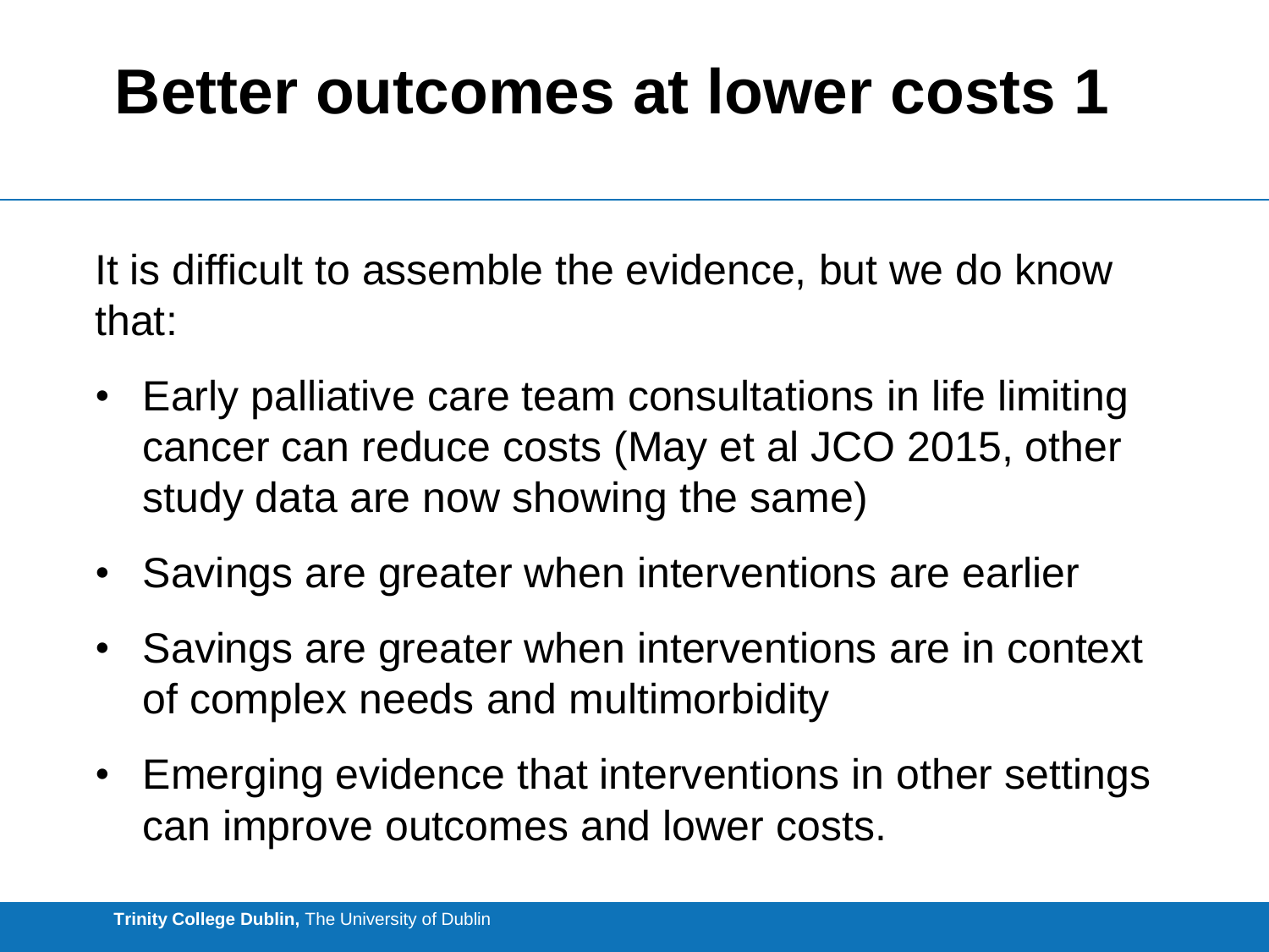# Better outcomes at lower costs 1

It is difficult to assemble the evidence, but we do know that:

- Early palliative care team consultations in life limiting cancer can reduce costs (May et al JCO 2015, other study data are now showing the same)
- Savings are greater when interventions are earlier
- Savings are greater when interventions are in context of complex needs and multimorbidity
- Emerging evidence that interventions in other settings can improve outcomes and lower costs.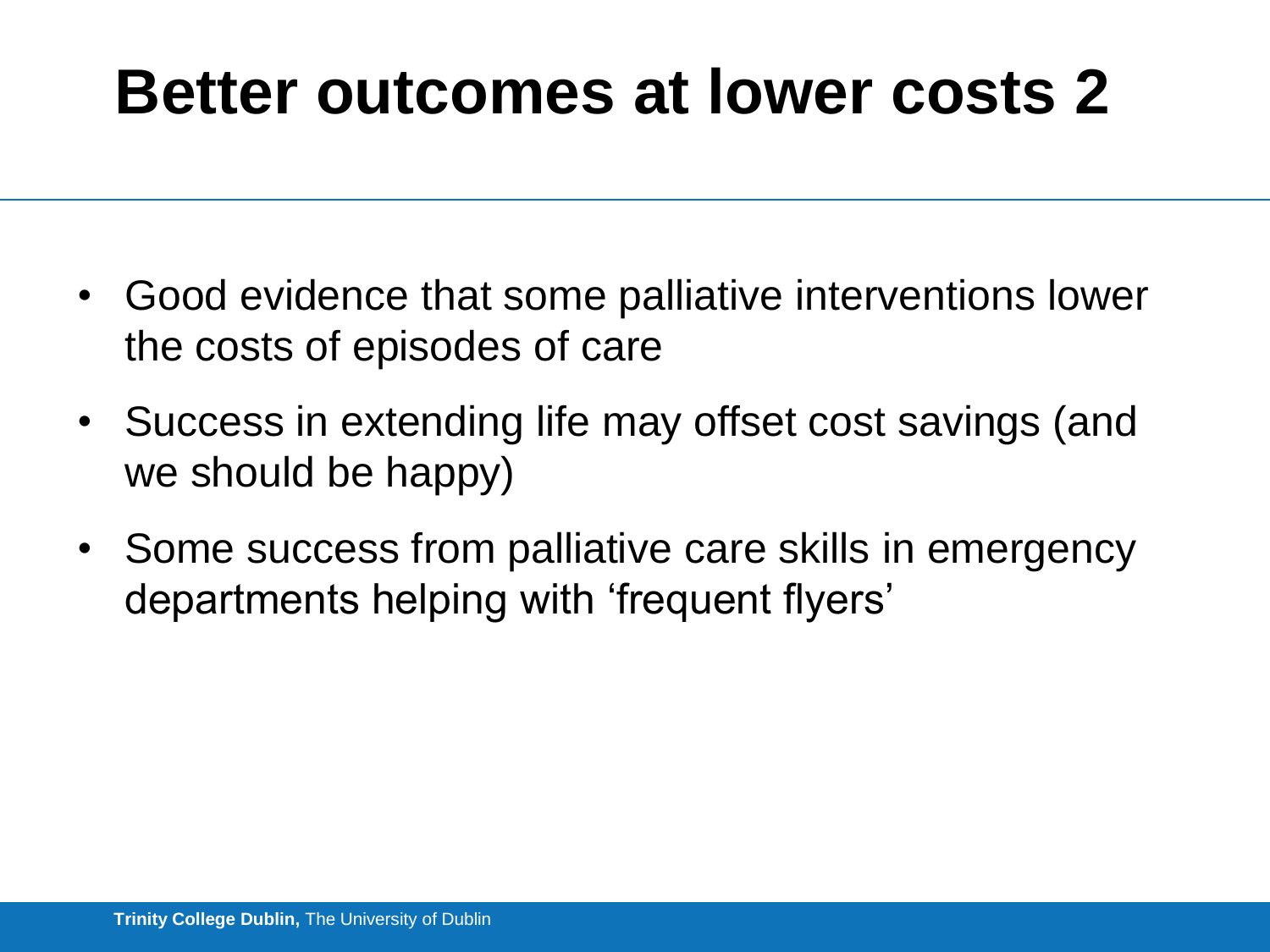# Better outcomes at lower costs 2

- Good evidence that some palliative interventions lower the costs of episodes of care
- Success in extending life may offset cost savings (and we should be happy)
- Some success from palliative care skills in emergency departments helping with ‘frequent flyers’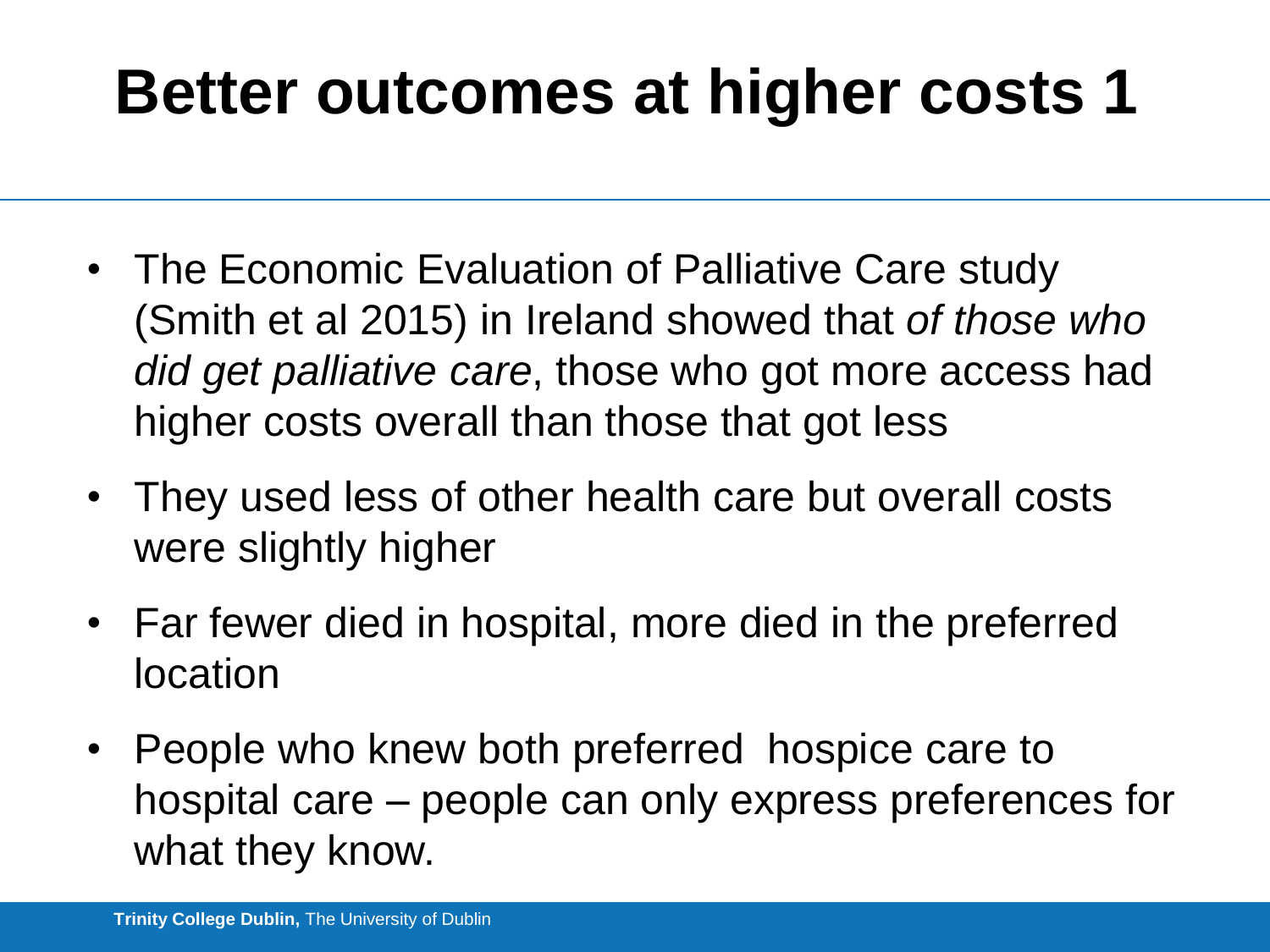# Better outcomes at higher costs 1

- The Economic Evaluation of Palliative Care study (Smith et al 2015) in Ireland showed that *of those who did get palliative care*, those who got more access had higher costs overall than those that got less
- They used less of other health care but overall costs were slightly higher
- Far fewer died in hospital, more died in the preferred location
- People who knew both preferred hospice care to hospital care – people can only express preferences for what they know.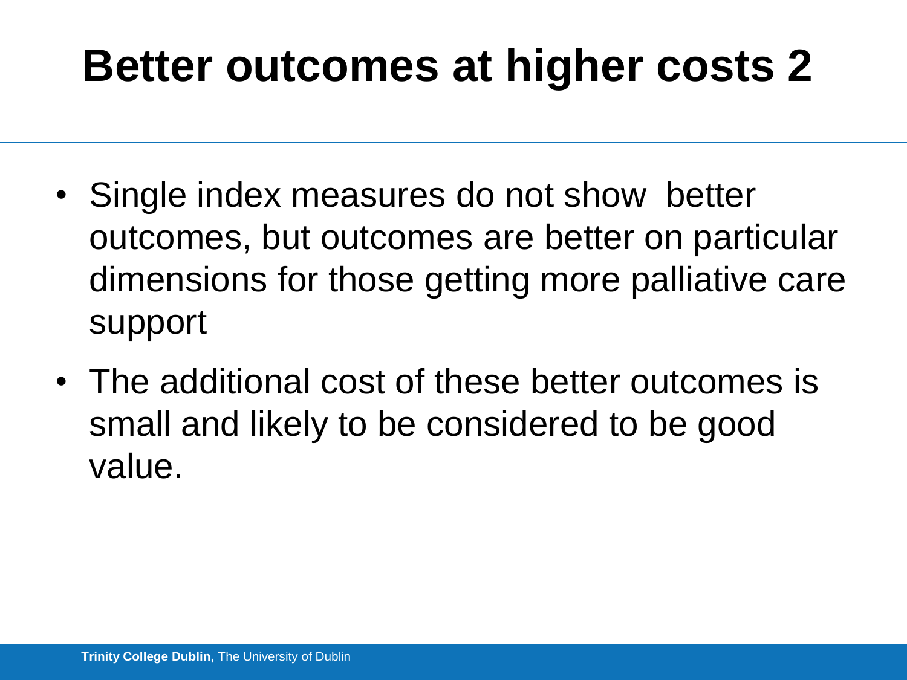# Better outcomes at higher costs 2

- Single index measures do not show better outcomes, but outcomes are better on particular dimensions for those getting more palliative care support
- The additional cost of these better outcomes is small and likely to be considered to be good value.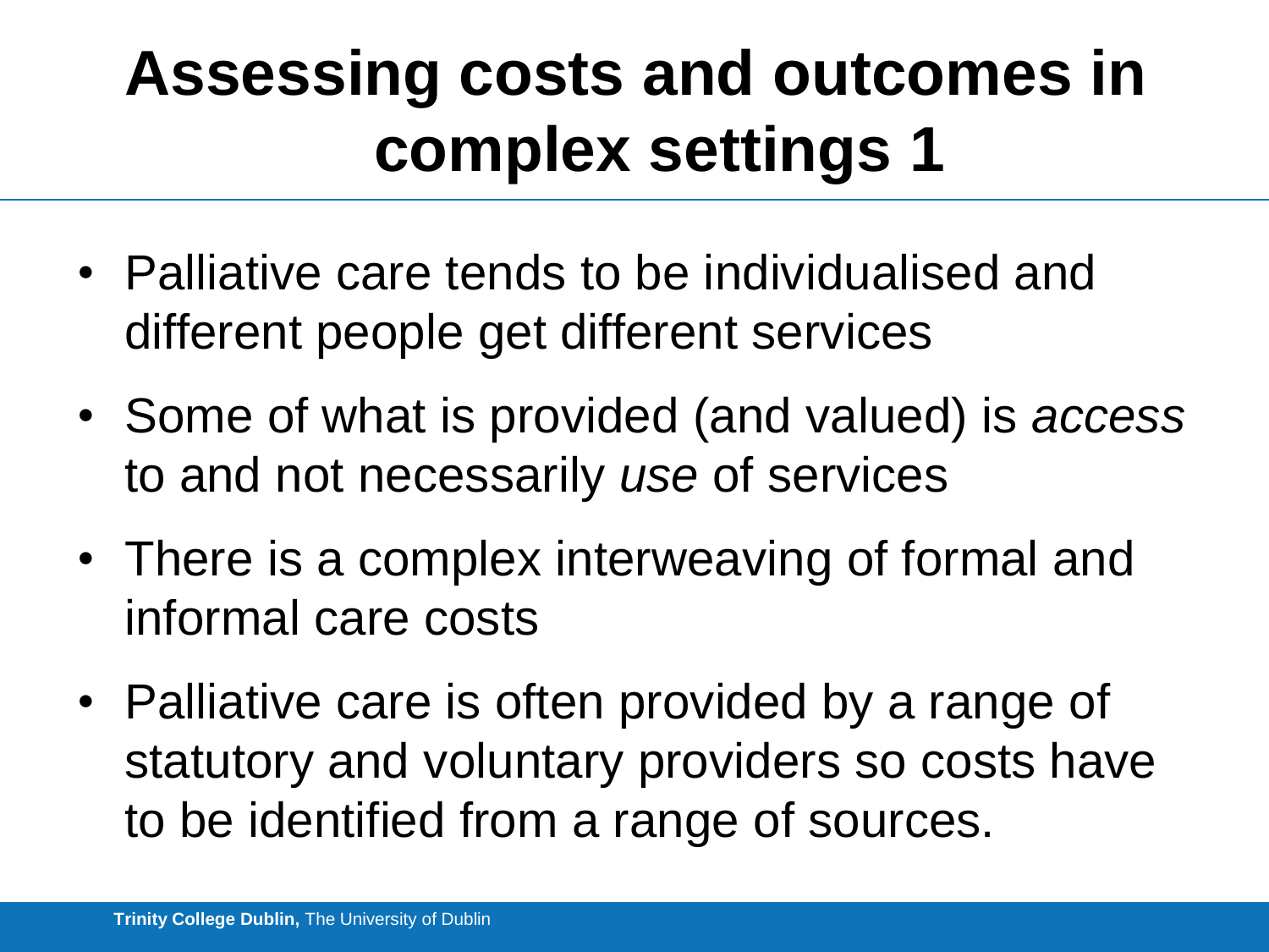# Assessing costs and outcomes in complex settings 1

- Palliative care tends to be individualised and different people get different services
- Some of what is provided (and valued) is *access* to and not necessarily *use* of services
- There is a complex interweaving of formal and informal care costs
- Palliative care is often provided by a range of statutory and voluntary providers so costs have to be identified from a range of sources.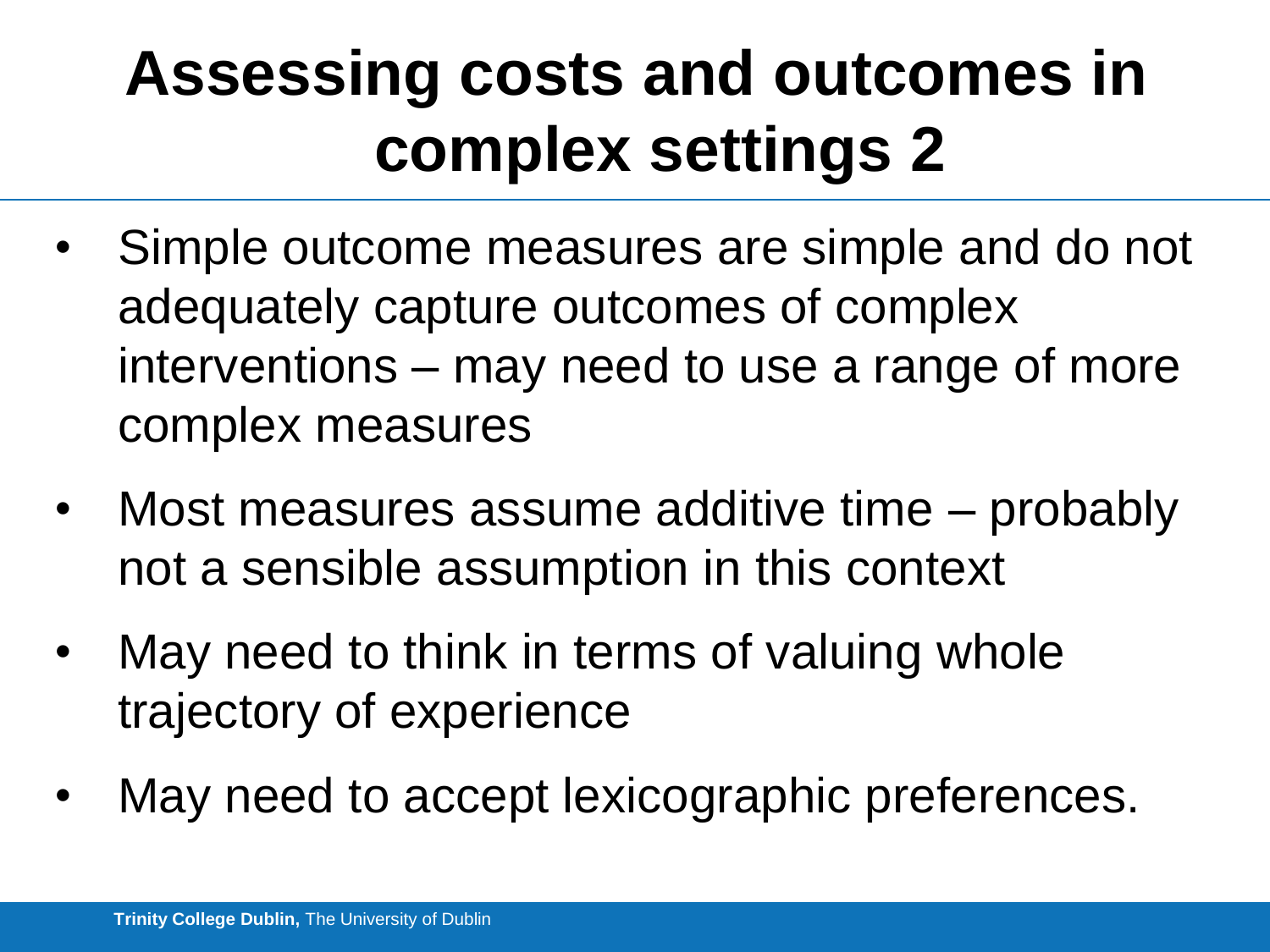# Assessing costs and outcomes in complex settings 2

- Simple outcome measures are simple and do not adequately capture outcomes of complex interventions – may need to use a range of more complex measures
- Most measures assume additive time – probably not a sensible assumption in this context
- May need to think in terms of valuing whole trajectory of experience
- May need to accept lexicographic preferences.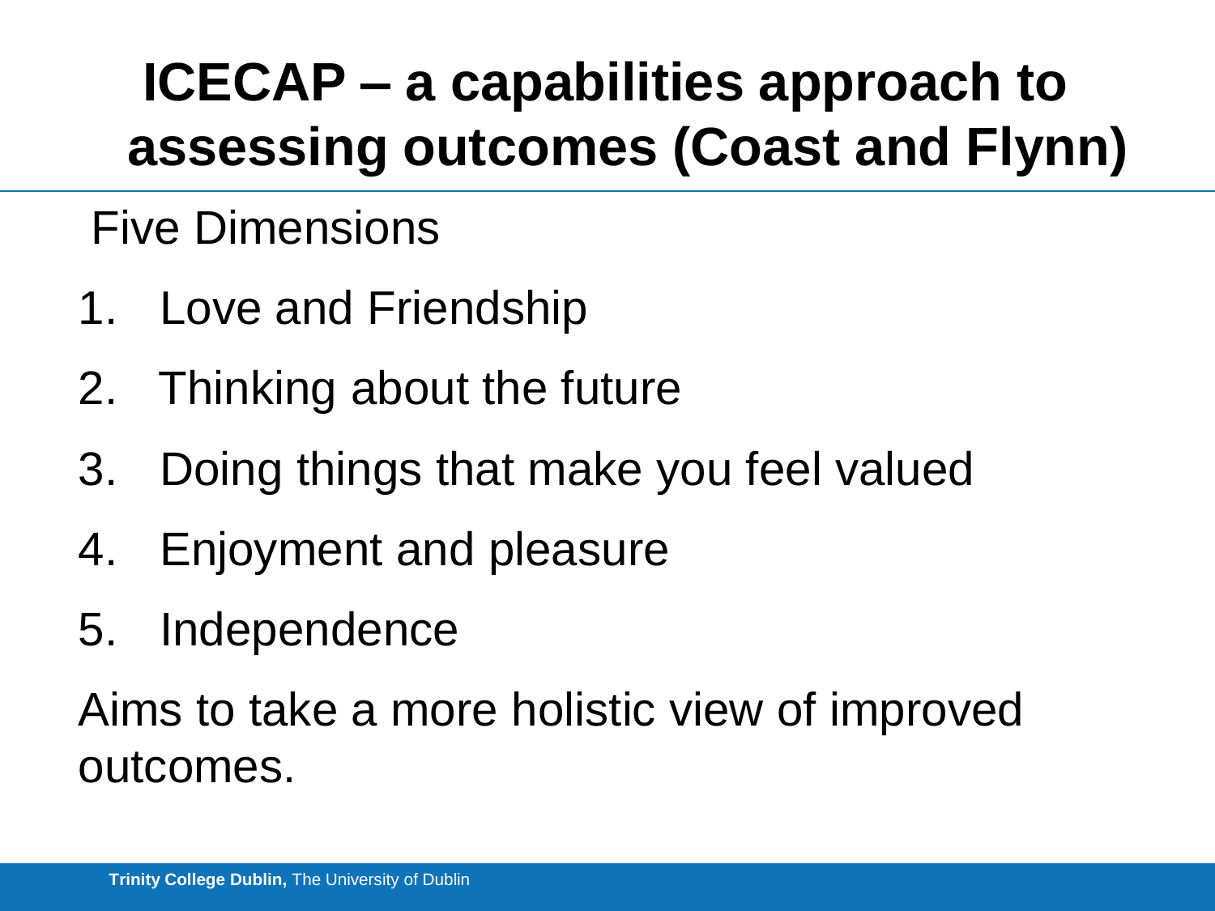# ICECAP – a capabilities approach to assessing outcomes (Coast and Flynn)

Five Dimensions

1. Love and Friendship
2. Thinking about the future
3. Doing things that make you feel valued
4. Enjoyment and pleasure
5. Independence

Aims to take a more holistic view of improved outcomes.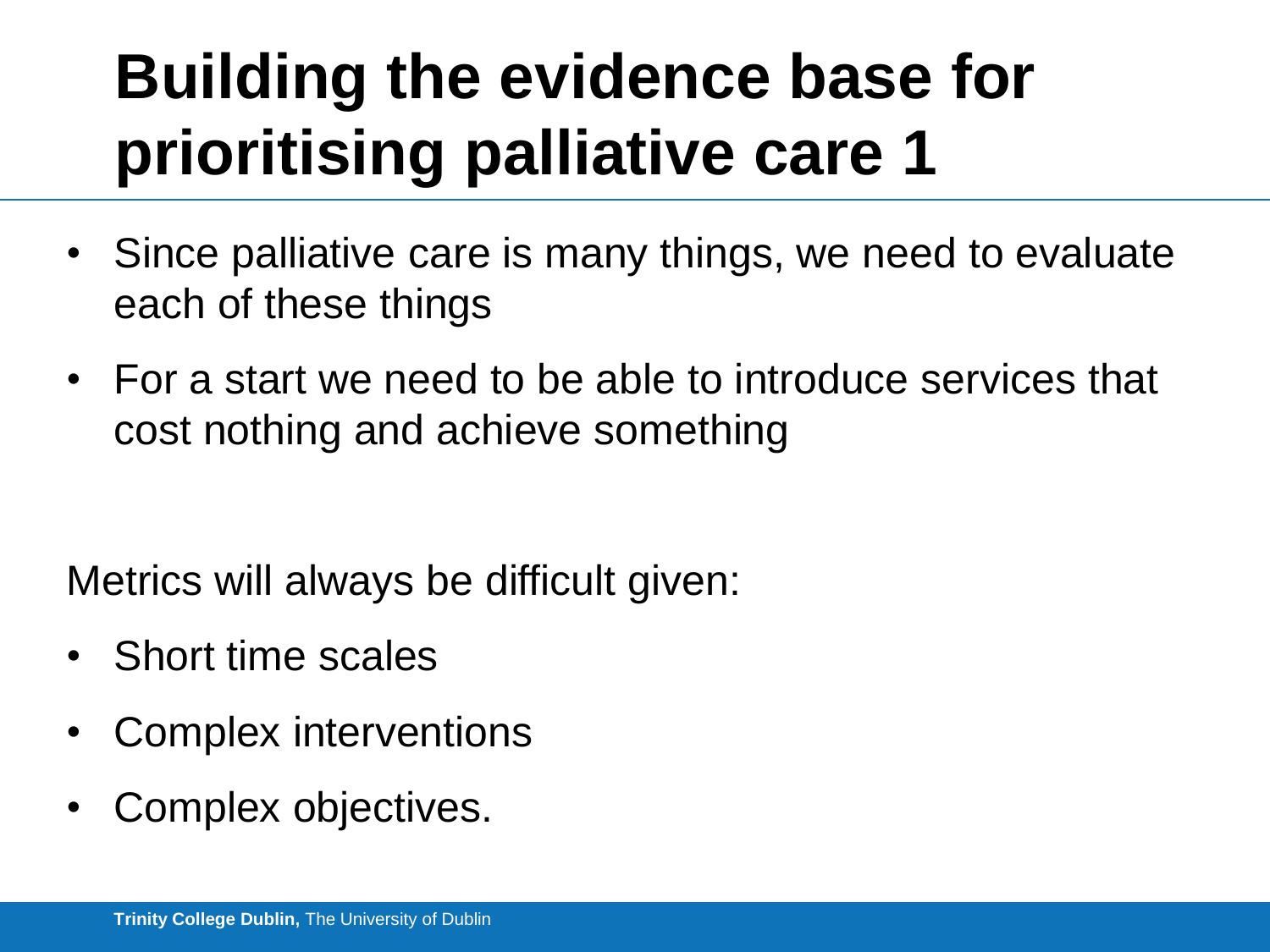# Building the evidence base for prioritising palliative care 1

- Since palliative care is many things, we need to evaluate each of these things
- For a start we need to be able to introduce services that cost nothing and achieve something

Metrics will always be difficult given:

- Short time scales
- Complex interventions
- Complex objectives.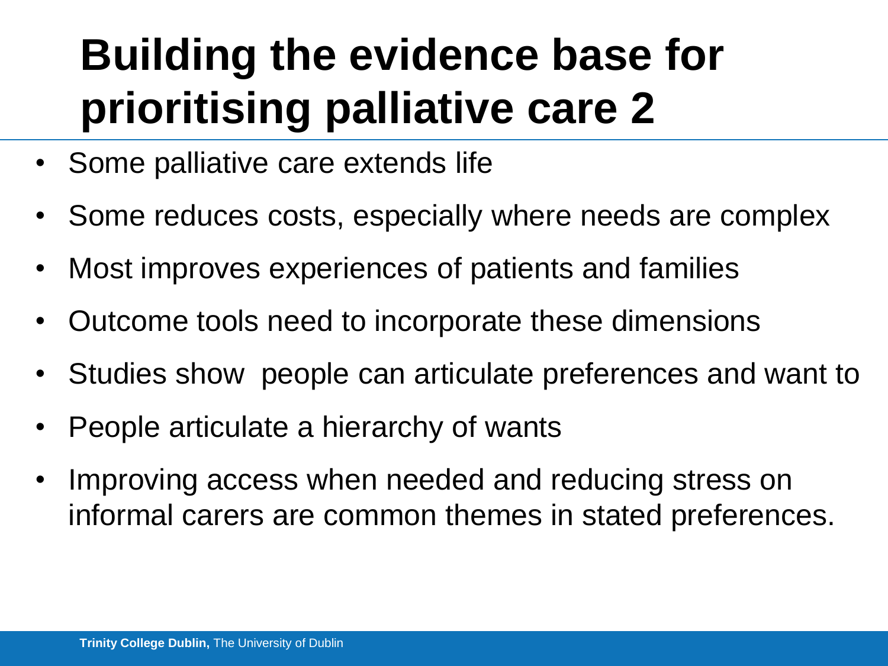# Building the evidence base for prioritising palliative care 2

- Some palliative care extends life
- Some reduces costs, especially where needs are complex
- Most improves experiences of patients and families
- Outcome tools need to incorporate these dimensions
- Studies show people can articulate preferences and want to
- People articulate a hierarchy of wants
- Improving access when needed and reducing stress on informal carers are common themes in stated preferences.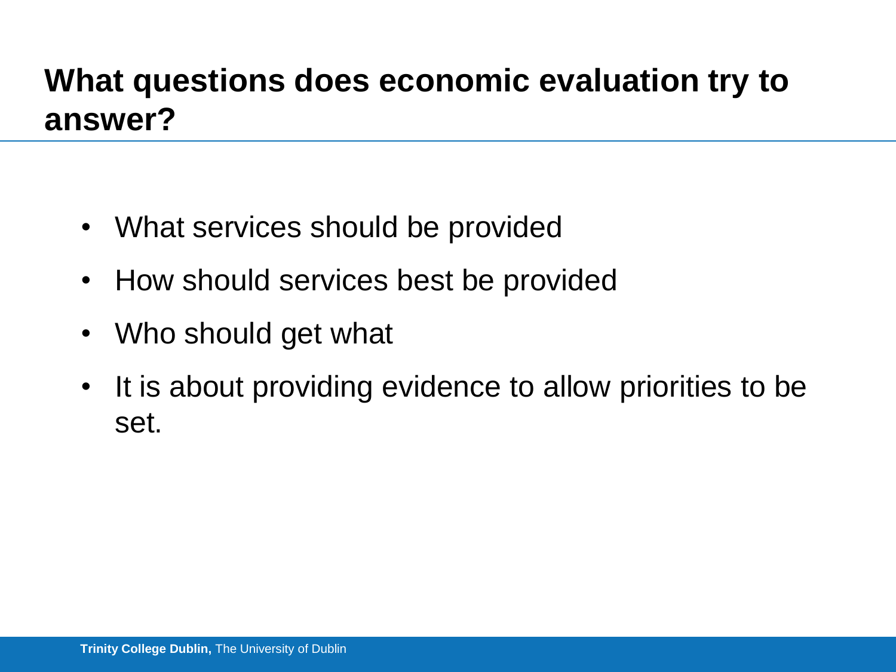## What questions does economic evaluation try to answer?

- What services should be provided
- How should services best be provided
- Who should get what
- It is about providing evidence to allow priorities to be set.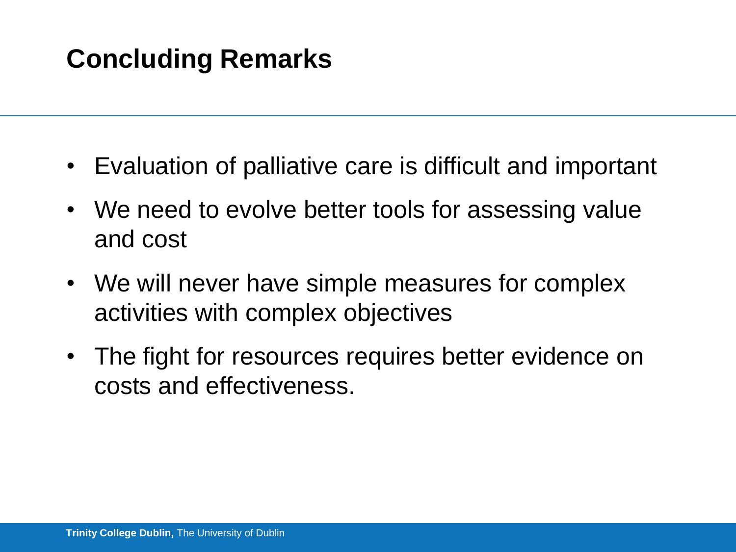# Concluding Remarks

- Evaluation of palliative care is difficult and important
- We need to evolve better tools for assessing value and cost
- We will never have simple measures for complex activities with complex objectives
- The fight for resources requires better evidence on costs and effectiveness.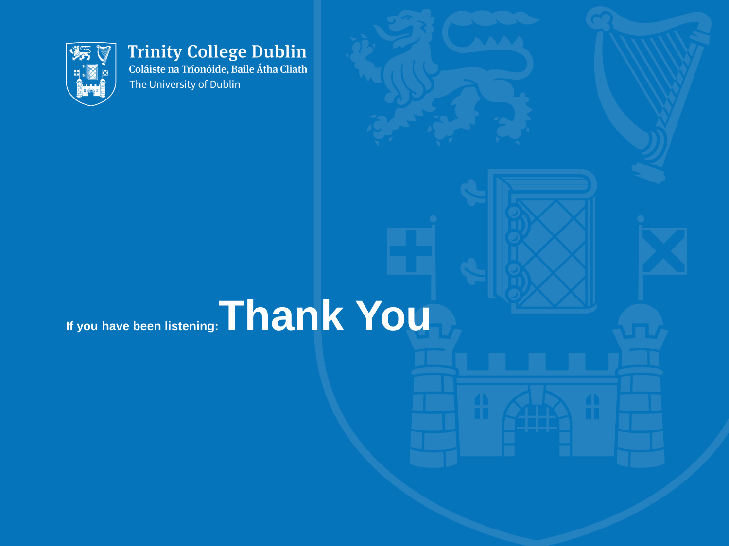Trinity College Dublin
Coláiste na Tríonóide, Baile Átha Cliath
The University of Dublin

If you have been listening: **Thank You**